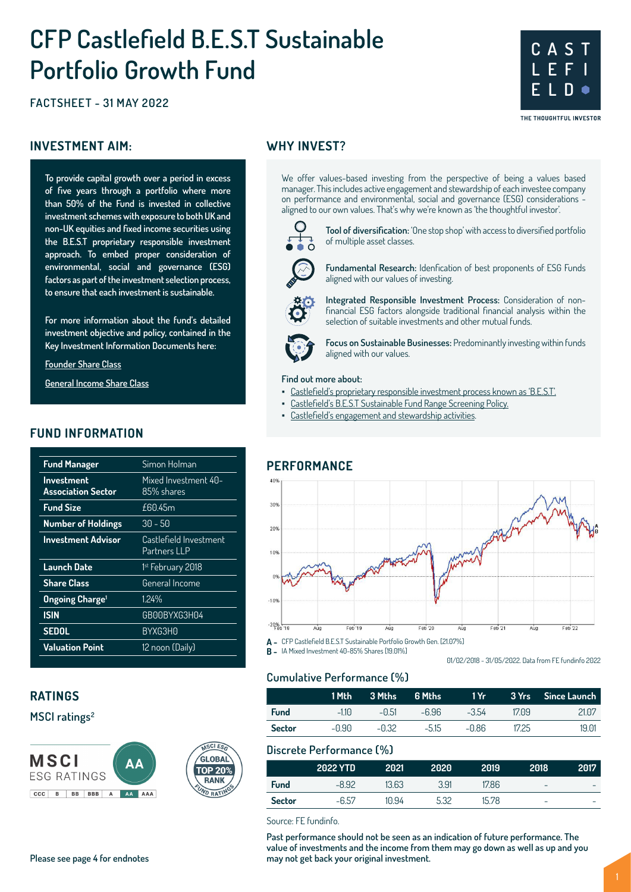# CFP Castlefield B.E.S.T Sustainable Portfolio Growth Fund

FACTSHEET - 31 MAY 2022

CAST LEFI ELD

THE THOUGHTFUL INVESTOR

## INVESTMENT AIM:

**To provide capital growth over a period in excess of five years through a portfolio where more than 50% of the Fund is invested in collective investment schemes with exposure to both UK and non-UK equities and fixed income securities using the B.E.S.T proprietary responsible investment approach. To embed proper consideration of environmental, social and governance (ESG) factors as part of the investment selection process, to ensure that each investment is sustainable.**

**For more information about the fund's detailed investment objective and policy, contained in the Key Investment Information Documents here:**

Founder Share Class

General Income Share Class

## FUND INFORMATION

| | |
|---|---|
| **Fund Manager** | Simon Holman |
| **Investment Association Sector** | Mixed Investment 40-85% shares |
| **Fund Size** | £60.45m |
| **Number of Holdings** | 30 - 50 |
| **Investment Advisor** | Castlefield Investment Partners LLP |
| **Launch Date** | 1st February 2018 |
| **Share Class** | General Income |
| **Ongoing Charge**[1] | 1.24% |
| **ISIN** | GB00BYXG3H04 |
| **SEDOL** | BYXG3H0 |
| **Valuation Point** | 12 noon (Daily) |

## RATINGS

MSCI ratings[2]

MSCI ESG RATINGS: AA (CCC | B | BB | BBB | A | AA | AAA)

MSCI ESG FUND RATINGS: GLOBAL TOP 20% RANK

Please see page 4 for endnotes

## WHY INVEST?

We offer values-based investing from the perspective of being a values based manager. This includes active engagement and stewardship of each investee company on performance and environmental, social and governance (ESG) considerations - aligned to our own values. That's why we're known as 'the thoughtful investor'.

**Tool of diversification:** 'One stop shop' with access to diversified portfolio of multiple asset classes.

**Fundamental Research:** Idenfication of best proponents of ESG Funds aligned with our values of investing.

**Integrated Responsible Investment Process:** Consideration of non-financial ESG factors alongside traditional financial analysis within the selection of suitable investments and other mutual funds.

**Focus on Sustainable Businesses:** Predominantly investing within funds aligned with our values.

**Find out more about:**

- Castlefield's proprietary responsible investment process known as 'B.E.S.T'.
- Castlefield's B.E.S.T Sustainable Fund Range Screening Policy.
- Castlefield's engagement and stewardship activities.

## PERFORMANCE

A - CFP Castlefield B.E.S.T Sustainable Portfolio Growth Gen. [21.07%]

B - IA Mixed Investment 40-85% Shares [19.01%]

01/02/2018 - 31/05/2022. Data from FE fundinfo 2022

### Cumulative Performance (%)

| | 1 Mth | 3 Mths | 6 Mths | 1 Yr | 3 Yrs | Since Launch |
|---|---|---|---|---|---|---|
| **Fund** | -1.10 | -0.51 | -6.96 | -3.54 | 17.09 | 21.07 |
| **Sector** | -0.90 | -0.32 | -5.15 | -0.86 | 17.25 | 19.01 |

### Discrete Performance (%)

| | 2022 YTD | 2021 | 2020 | 2019 | 2018 | 2017 |
|---|---|---|---|---|---|---|
| **Fund** | -8.92 | 13.63 | 3.91 | 17.86 | - | - |
| **Sector** | -6.57 | 10.94 | 5.32 | 15.78 | - | - |

Source: FE fundinfo.

**Past performance should not be seen as an indication of future performance. The value of investments and the income from them may go down as well as up and you may not get back your original investment.**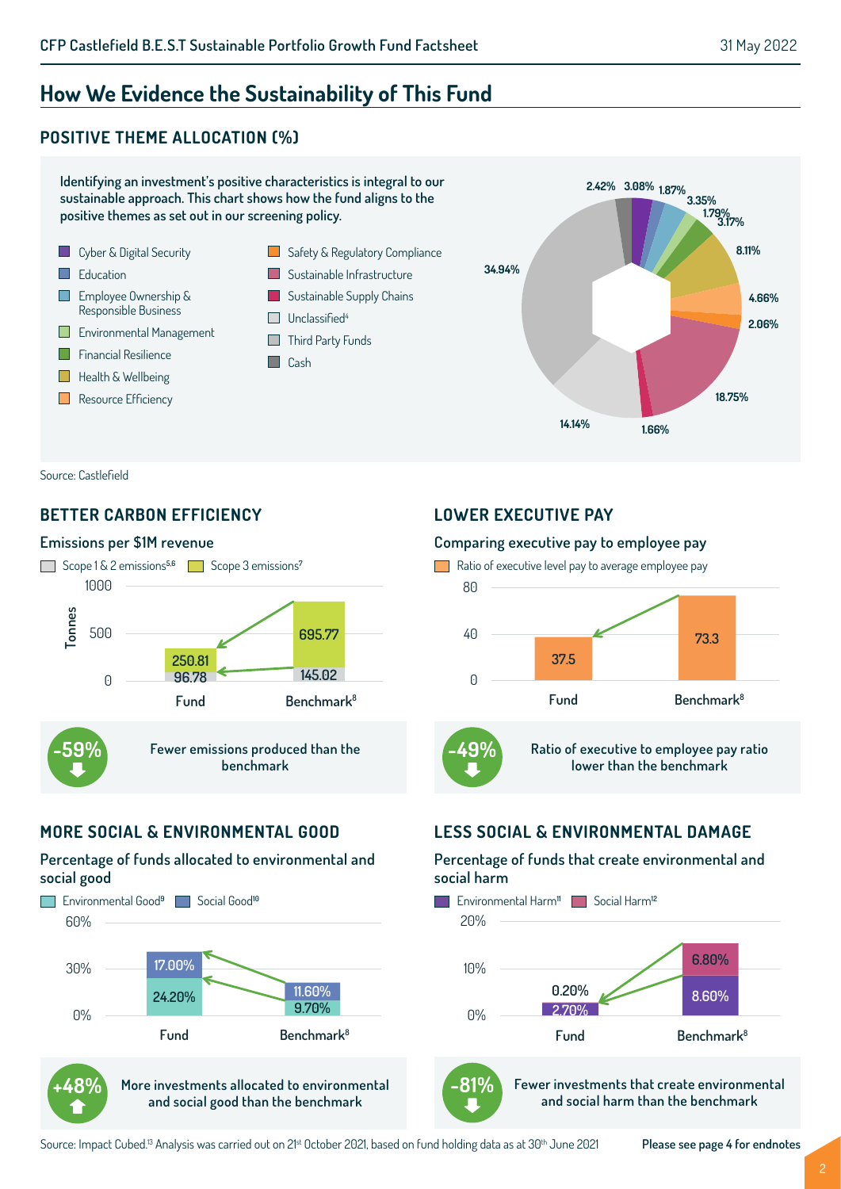## How We Evidence the Sustainability of This Fund

### POSITIVE THEME ALLOCATION (%)

Identifying an investment's positive characteristics is integral to our sustainable approach. This chart shows how the fund aligns to the positive themes as set out in our screening policy.

- Cyber & Digital Security
- Education
- Employee Ownership & Responsible Business
- Environmental Management
- Financial Resilience
- Health & Wellbeing
- Resource Efficiency
- Safety & Regulatory Compliance
- Sustainable Infrastructure
- Sustainable Supply Chains
- Unclassified[4]
- Third Party Funds
- Cash

Chart values: 2.42%, 3.08%, 1.87%, 3.35%, 1.79%, 3.17%, 8.11%, 4.66%, 2.06%, 18.75%, 1.66%, 14.14%, 34.94%

Source: Castlefield

### BETTER CARBON EFFICIENCY

**Emissions per $1M revenue**

| Tonnes | Fund | Benchmark[8] |
|---|---|---|
| Scope 1 & 2 emissions[5,6] | 96.78 | 145.02 |
| Scope 3 emissions[7] | 250.81 | 695.77 |

**-59%** Fewer emissions produced than the benchmark

### LOWER EXECUTIVE PAY

**Comparing executive pay to employee pay**

| | Fund | Benchmark[8] |
|---|---|---|
| Ratio of executive level pay to average employee pay | 37.5 | 73.3 |

**-49%** Ratio of executive to employee pay ratio lower than the benchmark

### MORE SOCIAL & ENVIRONMENTAL GOOD

**Percentage of funds allocated to environmental and social good**

| | Fund | Benchmark[8] |
|---|---|---|
| Environmental Good[9] | 24.20% | 9.70% |
| Social Good[10] | 17.00% | 11.60% |

**+48%** More investments allocated to environmental and social good than the benchmark

### LESS SOCIAL & ENVIRONMENTAL DAMAGE

**Percentage of funds that create environmental and social harm**

| | Fund | Benchmark[8] |
|---|---|---|
| Environmental Harm[11] | 2.70% | 8.60% |
| Social Harm[12] | 0.20% | 6.80% |

**-81%** Fewer investments that create environmental and social harm than the benchmark

Source: Impact Cubed.[13] Analysis was carried out on 21st October 2021, based on fund holding data as at 30th June 2021

**Please see page 4 for endnotes**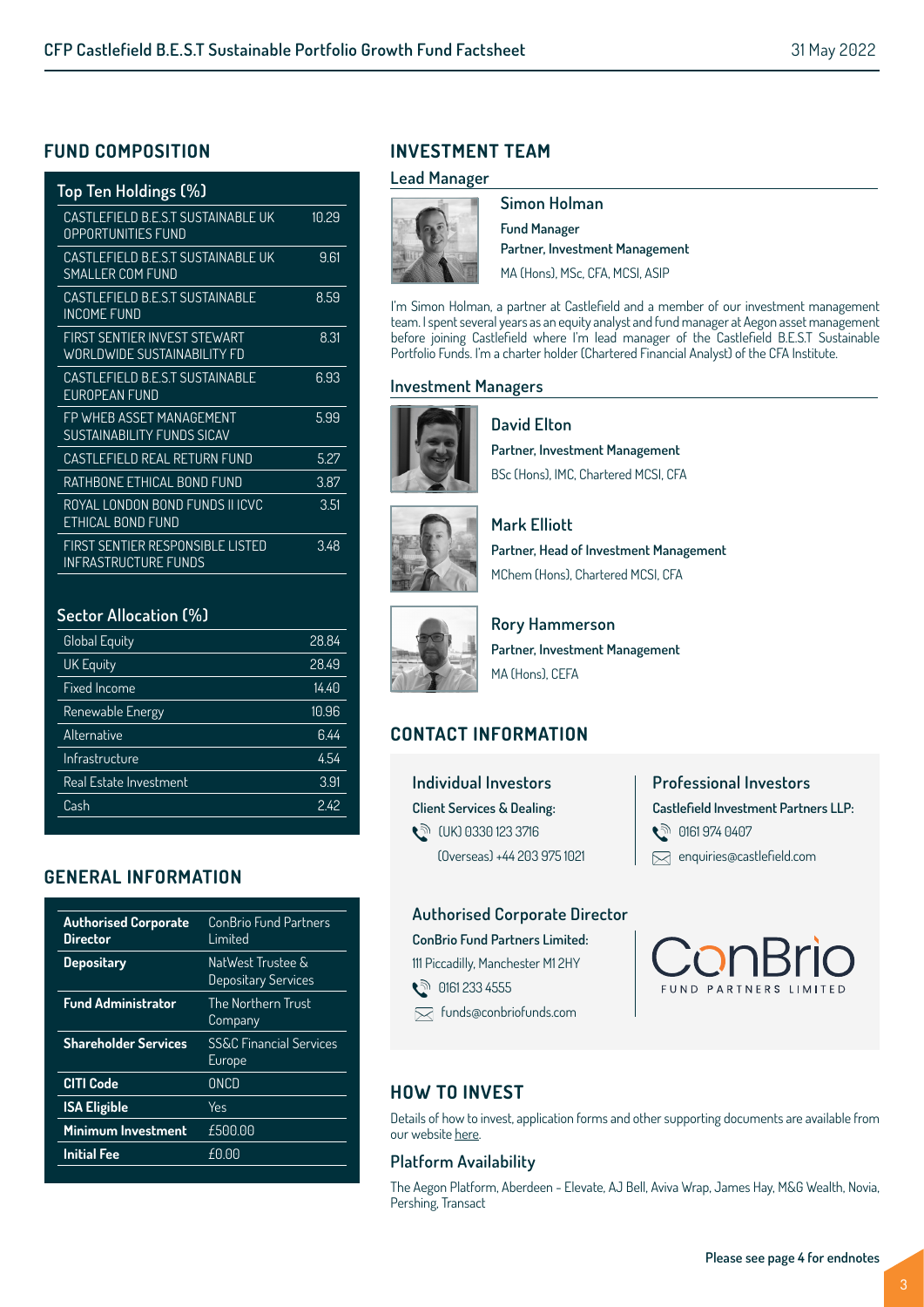## FUND COMPOSITION

### Top Ten Holdings (%)

| Holding | % |
|---|---|
| CASTLEFIELD B.E.S.T SUSTAINABLE UK OPPORTUNITIES FUND | 10.29 |
| CASTLEFIELD B.E.S.T SUSTAINABLE UK SMALLER COM FUND | 9.61 |
| CASTLEFIELD B.E.S.T SUSTAINABLE INCOME FUND | 8.59 |
| FIRST SENTIER INVEST STEWART WORLDWIDE SUSTAINABILITY FD | 8.31 |
| CASTLEFIELD B.E.S.T SUSTAINABLE EUROPEAN FUND | 6.93 |
| FP WHEB ASSET MANAGEMENT SUSTAINABILITY FUNDS SICAV | 5.99 |
| CASTLEFIELD REAL RETURN FUND | 5.27 |
| RATHBONE ETHICAL BOND FUND | 3.87 |
| ROYAL LONDON BOND FUNDS II ICVC ETHICAL BOND FUND | 3.51 |
| FIRST SENTIER RESPONSIBLE LISTED INFRASTRUCTURE FUNDS | 3.48 |

### Sector Allocation (%)

| Sector | % |
|---|---|
| Global Equity | 28.84 |
| UK Equity | 28.49 |
| Fixed Income | 14.40 |
| Renewable Energy | 10.96 |
| Alternative | 6.44 |
| Infrastructure | 4.54 |
| Real Estate Investment | 3.91 |
| Cash | 2.42 |

## GENERAL INFORMATION

| | |
|---|---|
| **Authorised Corporate Director** | ConBrio Fund Partners Limited |
| **Depositary** | NatWest Trustee & Depositary Services |
| **Fund Administrator** | The Northern Trust Company |
| **Shareholder Services** | SS&C Financial Services Europe |
| **CITI Code** | ONCD |
| **ISA Eligible** | Yes |
| **Minimum Investment** | £500.00 |
| **Initial Fee** | £0.00 |

## INVESTMENT TEAM

### Lead Manager

**Simon Holman**
**Fund Manager**
**Partner, Investment Management**
MA (Hons), MSc, CFA, MCSI, ASIP

I'm Simon Holman, a partner at Castlefield and a member of our investment management team. I spent several years as an equity analyst and fund manager at Aegon asset management before joining Castlefield where I'm lead manager of the Castlefield B.E.S.T Sustainable Portfolio Funds. I'm a charter holder (Chartered Financial Analyst) of the CFA Institute.

### Investment Managers

**David Elton**
**Partner, Investment Management**
BSc (Hons), IMC, Chartered MCSI, CFA

**Mark Elliott**
**Partner, Head of Investment Management**
MChem (Hons), Chartered MCSI, CFA

**Rory Hammerson**
**Partner, Investment Management**
MA (Hons), CEFA

## CONTACT INFORMATION

### Individual Investors

**Client Services & Dealing:**
(UK) 0330 123 3716
(Overseas) +44 203 975 1021

### Professional Investors

**Castlefield Investment Partners LLP:**
0161 974 0407
enquiries@castlefield.com

### Authorised Corporate Director

**ConBrio Fund Partners Limited:**
111 Piccadilly, Manchester M1 2HY
0161 233 4555
funds@conbriofunds.com

ConBrio FUND PARTNERS LIMITED

## HOW TO INVEST

Details of how to invest, application forms and other supporting documents are available from our website here.

### Platform Availability

The Aegon Platform, Aberdeen - Elevate, AJ Bell, Aviva Wrap, James Hay, M&G Wealth, Novia, Pershing, Transact

**Please see page 4 for endnotes**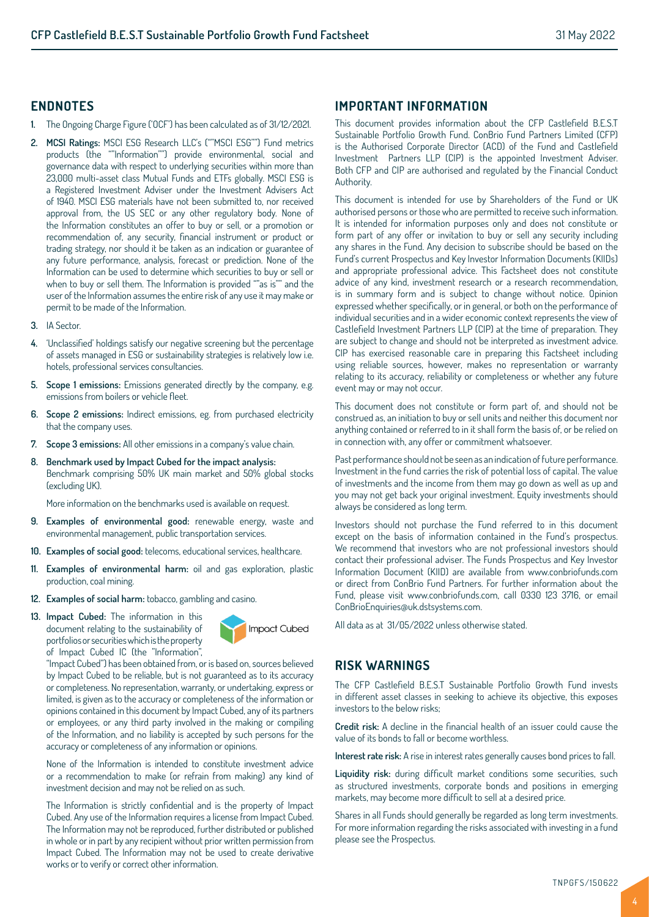## ENDNOTES

1. The Ongoing Charge Figure ('OCF') has been calculated as of 31/12/2021.
2. **MCSI Ratings:** MSCI ESG Research LLC's (""MSCI ESG"") Fund metrics products (the ""Information"") provide environmental, social and governance data with respect to underlying securities within more than 23,000 multi-asset class Mutual Funds and ETFs globally. MSCI ESG is a Registered Investment Adviser under the Investment Advisers Act of 1940. MSCI ESG materials have not been submitted to, nor received approval from, the US SEC or any other regulatory body. None of the Information constitutes an offer to buy or sell, or a promotion or recommendation of, any security, financial instrument or product or trading strategy, nor should it be taken as an indication or guarantee of any future performance, analysis, forecast or prediction. None of the Information can be used to determine which securities to buy or sell or when to buy or sell them. The Information is provided ""as is"" and the user of the Information assumes the entire risk of any use it may make or permit to be made of the Information.
3. IA Sector.
4. 'Unclassified' holdings satisfy our negative screening but the percentage of assets managed in ESG or sustainability strategies is relatively low i.e. hotels, professional services consultancies.
5. **Scope 1 emissions:** Emissions generated directly by the company, e.g. emissions from boilers or vehicle fleet.
6. **Scope 2 emissions:** Indirect emissions, eg. from purchased electricity that the company uses.
7. **Scope 3 emissions:** All other emissions in a company's value chain.
8. **Benchmark used by Impact Cubed for the impact analysis:** Benchmark comprising 50% UK main market and 50% global stocks (excluding UK).

   More information on the benchmarks used is available on request.
9. **Examples of environmental good:** renewable energy, waste and environmental management, public transportation services.
10. **Examples of social good:** telecoms, educational services, healthcare.
11. **Examples of environmental harm:** oil and gas exploration, plastic production, coal mining.
12. **Examples of social harm:** tobacco, gambling and casino.
13. **Impact Cubed:** The information in this document relating to the sustainability of portfolios or securities which is the property of Impact Cubed IC (the "Information", "Impact Cubed") has been obtained from, or is based on, sources believed by Impact Cubed to be reliable, but is not guaranteed as to its accuracy or completeness. No representation, warranty, or undertaking, express or limited, is given as to the accuracy or completeness of the information or opinions contained in this document by Impact Cubed, any of its partners or employees, or any third party involved in the making or compiling of the Information, and no liability is accepted by such persons for the accuracy or completeness of any information or opinions.

    None of the Information is intended to constitute investment advice or a recommendation to make (or refrain from making) any kind of investment decision and may not be relied on as such.

    The Information is strictly confidential and is the property of Impact Cubed. Any use of the Information requires a license from Impact Cubed. The Information may not be reproduced, further distributed or published in whole or in part by any recipient without prior written permission from Impact Cubed. The Information may not be used to create derivative works or to verify or correct other information.

## IMPORTANT INFORMATION

This document provides information about the CFP Castlefield B.E.S.T Sustainable Portfolio Growth Fund. ConBrio Fund Partners Limited (CFP) is the Authorised Corporate Director (ACD) of the Fund and Castlefield Investment Partners LLP (CIP) is the appointed Investment Adviser. Both CFP and CIP are authorised and regulated by the Financial Conduct Authority.

This document is intended for use by Shareholders of the Fund or UK authorised persons or those who are permitted to receive such information. It is intended for information purposes only and does not constitute or form part of any offer or invitation to buy or sell any security including any shares in the Fund. Any decision to subscribe should be based on the Fund's current Prospectus and Key Investor Information Documents (KIIDs) and appropriate professional advice. This Factsheet does not constitute advice of any kind, investment research or a research recommendation, is in summary form and is subject to change without notice. Opinion expressed whether specifically, or in general, or both on the performance of individual securities and in a wider economic context represents the view of Castlefield Investment Partners LLP (CIP) at the time of preparation. They are subject to change and should not be interpreted as investment advice. CIP has exercised reasonable care in preparing this Factsheet including using reliable sources, however, makes no representation or warranty relating to its accuracy, reliability or completeness or whether any future event may or may not occur.

This document does not constitute or form part of, and should not be construed as, an initiation to buy or sell units and neither this document nor anything contained or referred to in it shall form the basis of, or be relied on in connection with, any offer or commitment whatsoever.

Past performance should not be seen as an indication of future performance. Investment in the fund carries the risk of potential loss of capital. The value of investments and the income from them may go down as well as up and you may not get back your original investment. Equity investments should always be considered as long term.

Investors should not purchase the Fund referred to in this document except on the basis of information contained in the Fund's prospectus. We recommend that investors who are not professional investors should contact their professional adviser. The Funds Prospectus and Key Investor Information Document (KIID) are available from www.conbriofunds.com or direct from ConBrio Fund Partners. For further information about the Fund, please visit www.conbriofunds.com, call 0330 123 3716, or email ConBrioEnquiries@uk.dstsystems.com.

All data as at 31/05/2022 unless otherwise stated.

## RISK WARNINGS

The CFP Castlefield B.E.S.T Sustainable Portfolio Growth Fund invests in different asset classes in seeking to achieve its objective, this exposes investors to the below risks;

**Credit risk:** A decline in the financial health of an issuer could cause the value of its bonds to fall or become worthless.

**Interest rate risk:** A rise in interest rates generally causes bond prices to fall.

**Liquidity risk:** during difficult market conditions some securities, such as structured investments, corporate bonds and positions in emerging markets, may become more difficult to sell at a desired price.

Shares in all Funds should generally be regarded as long term investments. For more information regarding the risks associated with investing in a fund please see the Prospectus.

TNPGFS/150622